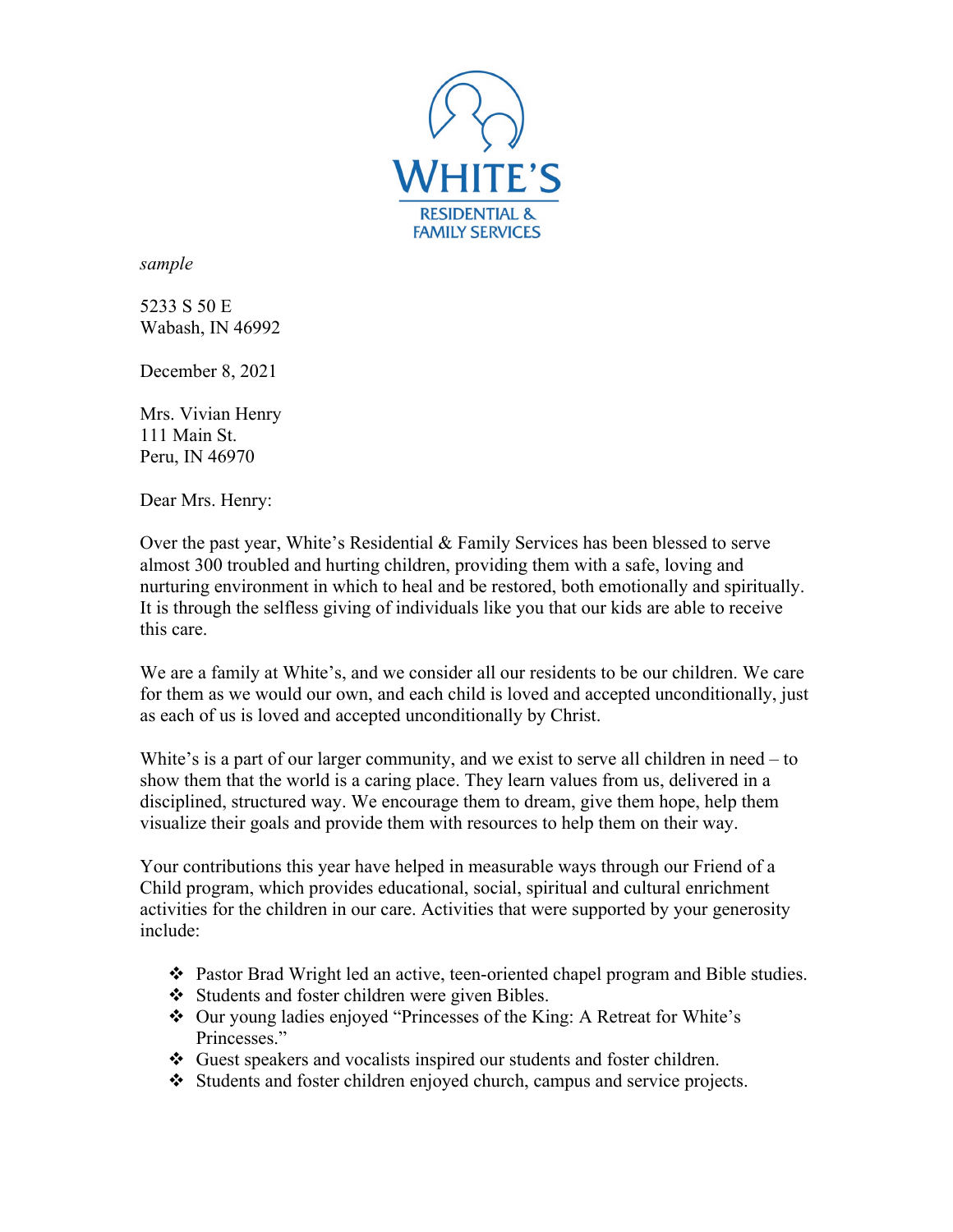WHITE'S

RESIDENTIAL & FAMILY SERVICES

*sample*

5233 S 50 E
Wabash, IN 46992

December 8, 2021

Mrs. Vivian Henry
111 Main St.
Peru, IN 46970

Dear Mrs. Henry:

Over the past year, White's Residential & Family Services has been blessed to serve almost 300 troubled and hurting children, providing them with a safe, loving and nurturing environment in which to heal and be restored, both emotionally and spiritually. It is through the selfless giving of individuals like you that our kids are able to receive this care.

We are a family at White's, and we consider all our residents to be our children. We care for them as we would our own, and each child is loved and accepted unconditionally, just as each of us is loved and accepted unconditionally by Christ.

White's is a part of our larger community, and we exist to serve all children in need – to show them that the world is a caring place. They learn values from us, delivered in a disciplined, structured way. We encourage them to dream, give them hope, help them visualize their goals and provide them with resources to help them on their way.

Your contributions this year have helped in measurable ways through our Friend of a Child program, which provides educational, social, spiritual and cultural enrichment activities for the children in our care. Activities that were supported by your generosity include:

- Pastor Brad Wright led an active, teen-oriented chapel program and Bible studies.
- Students and foster children were given Bibles.
- Our young ladies enjoyed "Princesses of the King: A Retreat for White's Princesses."
- Guest speakers and vocalists inspired our students and foster children.
- Students and foster children enjoyed church, campus and service projects.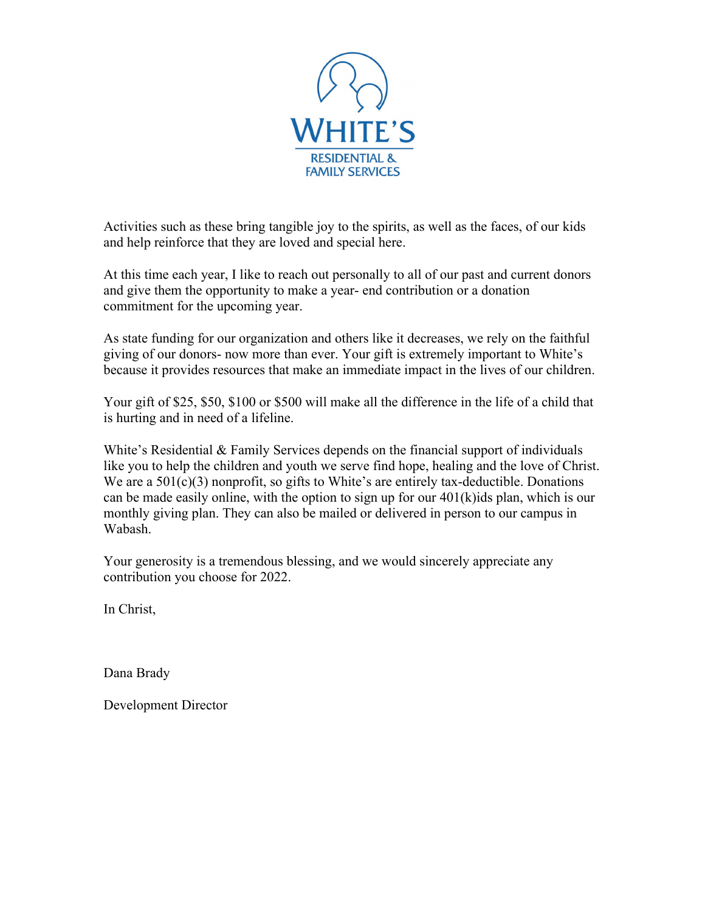Activities such as these bring tangible joy to the spirits, as well as the faces, of our kids and help reinforce that they are loved and special here.

At this time each year, I like to reach out personally to all of our past and current donors and give them the opportunity to make a year- end contribution or a donation commitment for the upcoming year.

As state funding for our organization and others like it decreases, we rely on the faithful giving of our donors- now more than ever. Your gift is extremely important to White's because it provides resources that make an immediate impact in the lives of our children.

Your gift of $25, $50, $100 or $500 will make all the difference in the life of a child that is hurting and in need of a lifeline.

White's Residential & Family Services depends on the financial support of individuals like you to help the children and youth we serve find hope, healing and the love of Christ. We are a 501(c)(3) nonprofit, so gifts to White's are entirely tax-deductible. Donations can be made easily online, with the option to sign up for our 401(k)ids plan, which is our monthly giving plan. They can also be mailed or delivered in person to our campus in Wabash.

Your generosity is a tremendous blessing, and we would sincerely appreciate any contribution you choose for 2022.

In Christ,

Dana Brady

Development Director